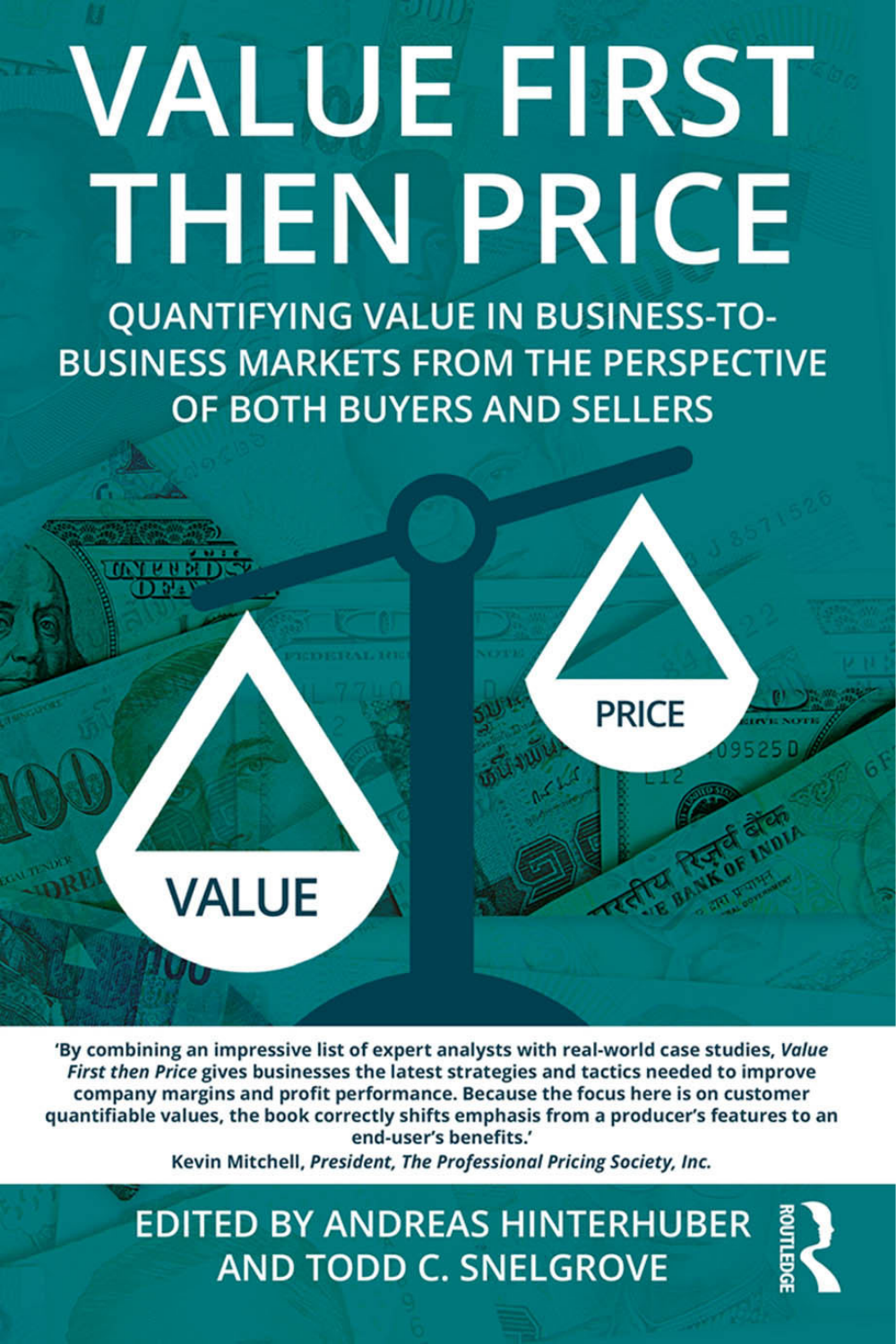# VALUE FIRST THEN PRICE

## QUANTIFYING VALUE IN BUSINESS-TO-BUSINESS MARKETS FROM THE PERSPECTIVE OF BOTH BUYERS AND SELLERS

PRICE

VALUE

**'By combining an impressive list of expert analysts with real-world case studies, *Value First then Price* gives businesses the latest strategies and tactics needed to improve company margins and profit performance. Because the focus here is on customer quantifiable values, the book correctly shifts emphasis from a producer's features to an end-user's benefits.'**

**Kevin Mitchell, *President, The Professional Pricing Society, Inc.***

EDITED BY ANDREAS HINTERHUBER AND TODD C. SNELGROVE

ROUTLEDGE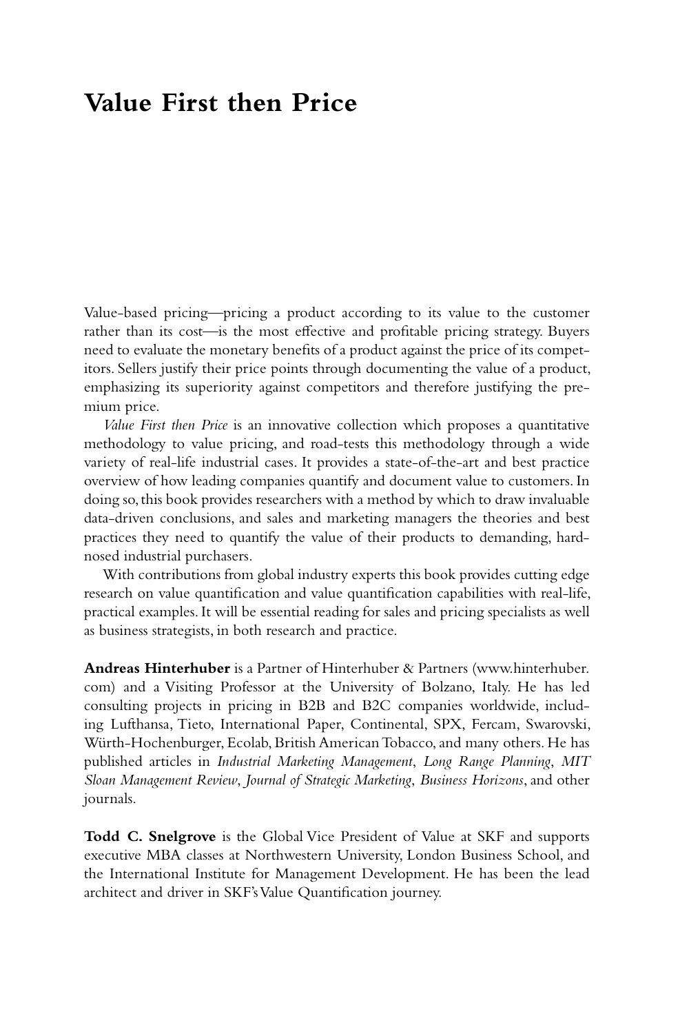# Value First then Price

Value-based pricing—pricing a product according to its value to the customer rather than its cost—is the most effective and profitable pricing strategy. Buyers need to evaluate the monetary benefits of a product against the price of its competitors. Sellers justify their price points through documenting the value of a product, emphasizing its superiority against competitors and therefore justifying the premium price.

*Value First then Price* is an innovative collection which proposes a quantitative methodology to value pricing, and road-tests this methodology through a wide variety of real-life industrial cases. It provides a state-of-the-art and best practice overview of how leading companies quantify and document value to customers. In doing so, this book provides researchers with a method by which to draw invaluable data-driven conclusions, and sales and marketing managers the theories and best practices they need to quantify the value of their products to demanding, hard-nosed industrial purchasers.

With contributions from global industry experts this book provides cutting edge research on value quantification and value quantification capabilities with real-life, practical examples. It will be essential reading for sales and pricing specialists as well as business strategists, in both research and practice.

**Andreas Hinterhuber** is a Partner of Hinterhuber & Partners (www.hinterhuber.com) and a Visiting Professor at the University of Bolzano, Italy. He has led consulting projects in pricing in B2B and B2C companies worldwide, including Lufthansa, Tieto, International Paper, Continental, SPX, Fercam, Swarovski, Würth-Hochenburger, Ecolab, British American Tobacco, and many others. He has published articles in *Industrial Marketing Management*, *Long Range Planning*, *MIT Sloan Management Review*, *Journal of Strategic Marketing*, *Business Horizons*, and other journals.

**Todd C. Snelgrove** is the Global Vice President of Value at SKF and supports executive MBA classes at Northwestern University, London Business School, and the International Institute for Management Development. He has been the lead architect and driver in SKF's Value Quantification journey.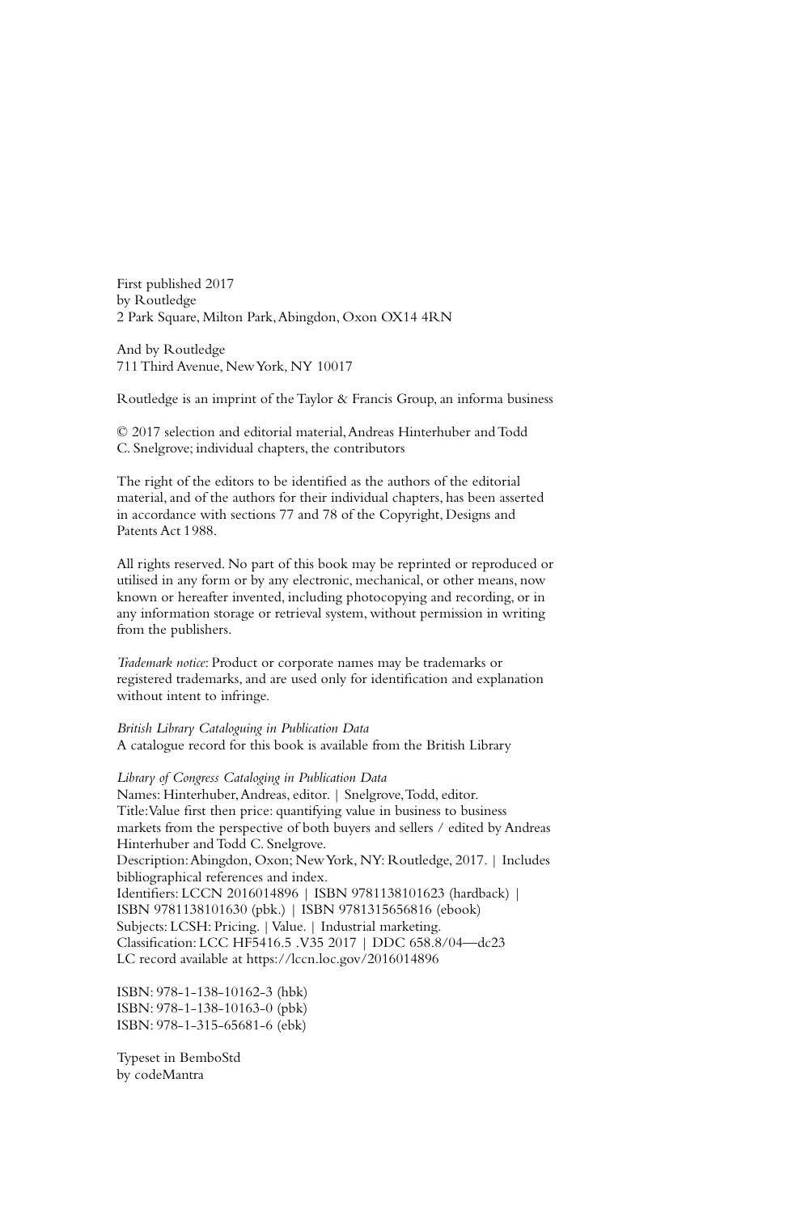First published 2017
by Routledge
2 Park Square, Milton Park, Abingdon, Oxon OX14 4RN

And by Routledge
711 Third Avenue, New York, NY 10017

Routledge is an imprint of the Taylor & Francis Group, an informa business

© 2017 selection and editorial material, Andreas Hinterhuber and Todd C. Snelgrove; individual chapters, the contributors

The right of the editors to be identified as the authors of the editorial material, and of the authors for their individual chapters, has been asserted in accordance with sections 77 and 78 of the Copyright, Designs and Patents Act 1988.

All rights reserved. No part of this book may be reprinted or reproduced or utilised in any form or by any electronic, mechanical, or other means, now known or hereafter invented, including photocopying and recording, or in any information storage or retrieval system, without permission in writing from the publishers.

*Trademark notice*: Product or corporate names may be trademarks or registered trademarks, and are used only for identification and explanation without intent to infringe.

*British Library Cataloguing in Publication Data*
A catalogue record for this book is available from the British Library

*Library of Congress Cataloging in Publication Data*
Names: Hinterhuber, Andreas, editor. | Snelgrove, Todd, editor.
Title: Value first then price: quantifying value in business to business markets from the perspective of both buyers and sellers / edited by Andreas Hinterhuber and Todd C. Snelgrove.
Description: Abingdon, Oxon; New York, NY: Routledge, 2017. | Includes bibliographical references and index.
Identifiers: LCCN 2016014896 | ISBN 9781138101623 (hardback) | ISBN 9781138101630 (pbk.) | ISBN 9781315656816 (ebook)
Subjects: LCSH: Pricing. | Value. | Industrial marketing.
Classification: LCC HF5416.5 .V35 2017 | DDC 658.8/04—dc23
LC record available at https://lccn.loc.gov/2016014896

ISBN: 978-1-138-10162-3 (hbk)
ISBN: 978-1-138-10163-0 (pbk)
ISBN: 978-1-315-65681-6 (ebk)

Typeset in BemboStd
by codeMantra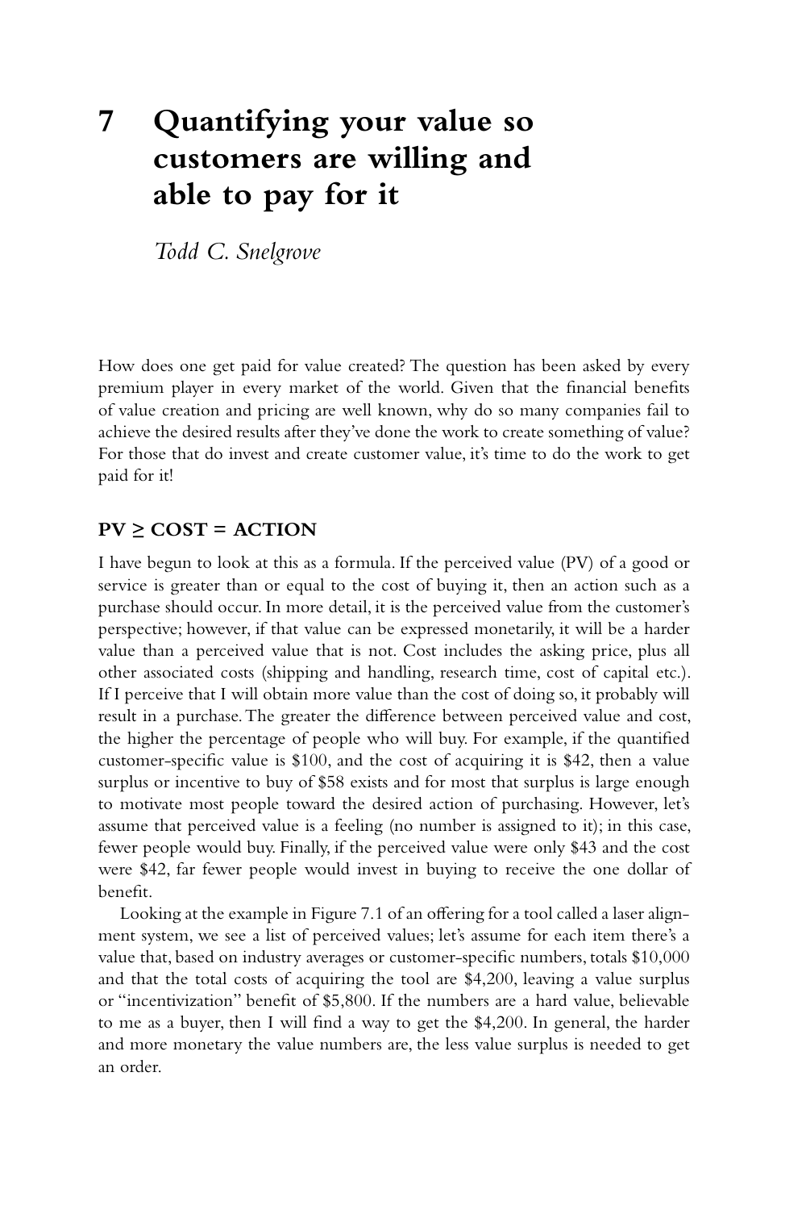# 7 Quantifying your value so customers are willing and able to pay for it

*Todd C. Snelgrove*

How does one get paid for value created? The question has been asked by every premium player in every market of the world. Given that the financial benefits of value creation and pricing are well known, why do so many companies fail to achieve the desired results after they've done the work to create something of value? For those that do invest and create customer value, it's time to do the work to get paid for it!

## PV ≥ COST = ACTION

I have begun to look at this as a formula. If the perceived value (PV) of a good or service is greater than or equal to the cost of buying it, then an action such as a purchase should occur. In more detail, it is the perceived value from the customer's perspective; however, if that value can be expressed monetarily, it will be a harder value than a perceived value that is not. Cost includes the asking price, plus all other associated costs (shipping and handling, research time, cost of capital etc.). If I perceive that I will obtain more value than the cost of doing so, it probably will result in a purchase. The greater the difference between perceived value and cost, the higher the percentage of people who will buy. For example, if the quantified customer-specific value is $100, and the cost of acquiring it is $42, then a value surplus or incentive to buy of $58 exists and for most that surplus is large enough to motivate most people toward the desired action of purchasing. However, let's assume that perceived value is a feeling (no number is assigned to it); in this case, fewer people would buy. Finally, if the perceived value were only $43 and the cost were $42, far fewer people would invest in buying to receive the one dollar of benefit.

Looking at the example in Figure 7.1 of an offering for a tool called a laser alignment system, we see a list of perceived values; let's assume for each item there's a value that, based on industry averages or customer-specific numbers, totals $10,000 and that the total costs of acquiring the tool are $4,200, leaving a value surplus or "incentivization" benefit of $5,800. If the numbers are a hard value, believable to me as a buyer, then I will find a way to get the $4,200. In general, the harder and more monetary the value numbers are, the less value surplus is needed to get an order.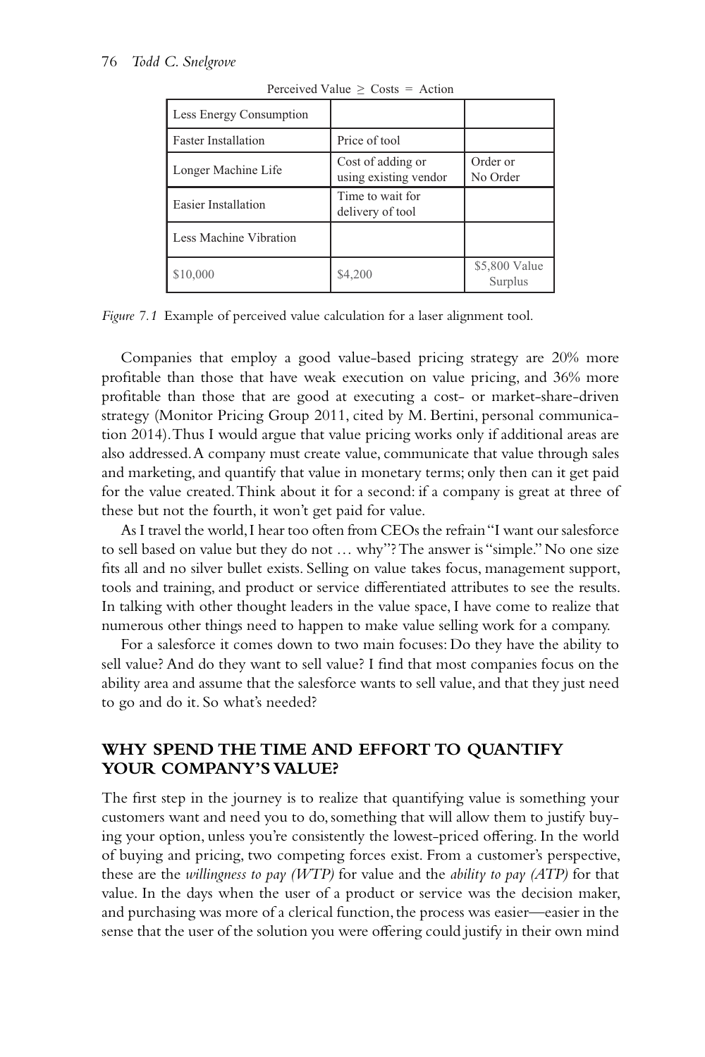Perceived Value ≥ Costs = Action

| | | |
|---|---|---|
| Less Energy Consumption | | |
| Faster Installation | Price of tool | |
| Longer Machine Life | Cost of adding or using existing vendor | Order or No Order |
| Easier Installation | Time to wait for delivery of tool | |
| Less Machine Vibration | | |
| $10,000 | $4,200 | $5,800 Value Surplus |

*Figure 7.1* Example of perceived value calculation for a laser alignment tool.

Companies that employ a good value-based pricing strategy are 20% more profitable than those that have weak execution on value pricing, and 36% more profitable than those that are good at executing a cost- or market-share-driven strategy (Monitor Pricing Group 2011, cited by M. Bertini, personal communication 2014). Thus I would argue that value pricing works only if additional areas are also addressed. A company must create value, communicate that value through sales and marketing, and quantify that value in monetary terms; only then can it get paid for the value created. Think about it for a second: if a company is great at three of these but not the fourth, it won't get paid for value.

As I travel the world, I hear too often from CEOs the refrain "I want our salesforce to sell based on value but they do not … why"? The answer is "simple." No one size fits all and no silver bullet exists. Selling on value takes focus, management support, tools and training, and product or service differentiated attributes to see the results. In talking with other thought leaders in the value space, I have come to realize that numerous other things need to happen to make value selling work for a company.

For a salesforce it comes down to two main focuses: Do they have the ability to sell value? And do they want to sell value? I find that most companies focus on the ability area and assume that the salesforce wants to sell value, and that they just need to go and do it. So what's needed?

## WHY SPEND THE TIME AND EFFORT TO QUANTIFY YOUR COMPANY'S VALUE?

The first step in the journey is to realize that quantifying value is something your customers want and need you to do, something that will allow them to justify buying your option, unless you're consistently the lowest-priced offering. In the world of buying and pricing, two competing forces exist. From a customer's perspective, these are the *willingness to pay (WTP)* for value and the *ability to pay (ATP)* for that value. In the days when the user of a product or service was the decision maker, and purchasing was more of a clerical function, the process was easier—easier in the sense that the user of the solution you were offering could justify in their own mind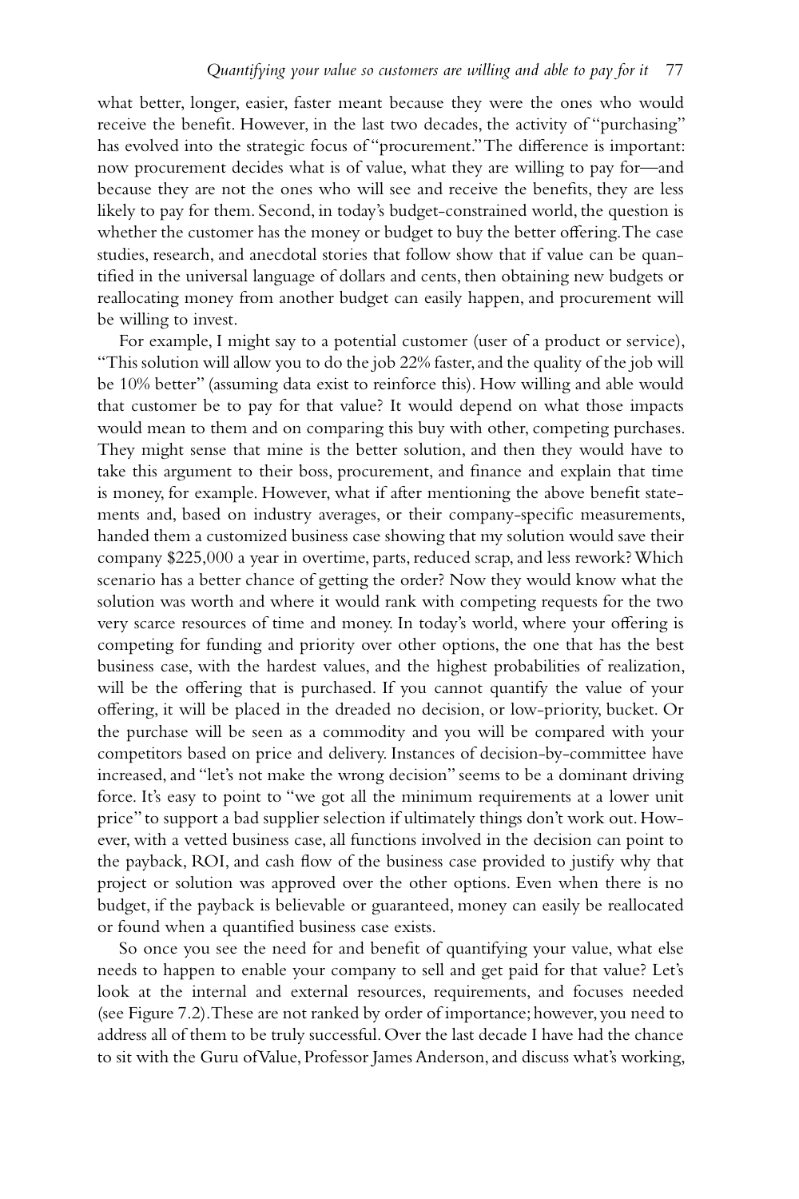what better, longer, easier, faster meant because they were the ones who would receive the benefit. However, in the last two decades, the activity of "purchasing" has evolved into the strategic focus of "procurement." The difference is important: now procurement decides what is of value, what they are willing to pay for—and because they are not the ones who will see and receive the benefits, they are less likely to pay for them. Second, in today's budget-constrained world, the question is whether the customer has the money or budget to buy the better offering. The case studies, research, and anecdotal stories that follow show that if value can be quantified in the universal language of dollars and cents, then obtaining new budgets or reallocating money from another budget can easily happen, and procurement will be willing to invest.

For example, I might say to a potential customer (user of a product or service), "This solution will allow you to do the job 22% faster, and the quality of the job will be 10% better" (assuming data exist to reinforce this). How willing and able would that customer be to pay for that value? It would depend on what those impacts would mean to them and on comparing this buy with other, competing purchases. They might sense that mine is the better solution, and then they would have to take this argument to their boss, procurement, and finance and explain that time is money, for example. However, what if after mentioning the above benefit statements and, based on industry averages, or their company-specific measurements, handed them a customized business case showing that my solution would save their company $225,000 a year in overtime, parts, reduced scrap, and less rework? Which scenario has a better chance of getting the order? Now they would know what the solution was worth and where it would rank with competing requests for the two very scarce resources of time and money. In today's world, where your offering is competing for funding and priority over other options, the one that has the best business case, with the hardest values, and the highest probabilities of realization, will be the offering that is purchased. If you cannot quantify the value of your offering, it will be placed in the dreaded no decision, or low-priority, bucket. Or the purchase will be seen as a commodity and you will be compared with your competitors based on price and delivery. Instances of decision-by-committee have increased, and "let's not make the wrong decision" seems to be a dominant driving force. It's easy to point to "we got all the minimum requirements at a lower unit price" to support a bad supplier selection if ultimately things don't work out. However, with a vetted business case, all functions involved in the decision can point to the payback, ROI, and cash flow of the business case provided to justify why that project or solution was approved over the other options. Even when there is no budget, if the payback is believable or guaranteed, money can easily be reallocated or found when a quantified business case exists.

So once you see the need for and benefit of quantifying your value, what else needs to happen to enable your company to sell and get paid for that value? Let's look at the internal and external resources, requirements, and focuses needed (see Figure 7.2). These are not ranked by order of importance; however, you need to address all of them to be truly successful. Over the last decade I have had the chance to sit with the Guru of Value, Professor James Anderson, and discuss what's working,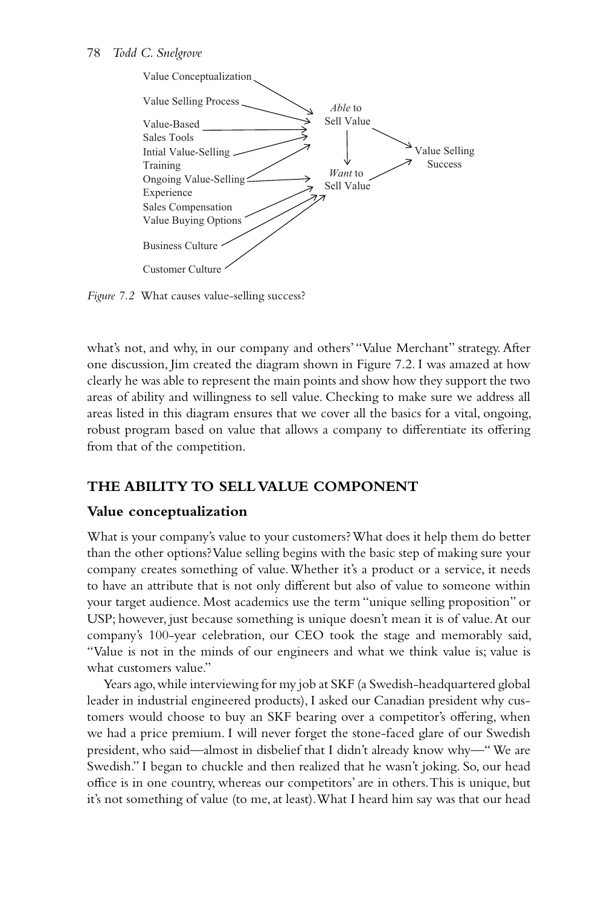Value Conceptualization

Value Selling Process

Value-Based Sales Tools

Intial Value-Selling Training

Ongoing Value-Selling Experience

Sales Compensation

Value Buying Options

Business Culture

Customer Culture

*Able* to Sell Value

*Want* to Sell Value

Value Selling Success

*Figure 7.2* What causes value-selling success?

what's not, and why, in our company and others' "Value Merchant" strategy. After one discussion, Jim created the diagram shown in Figure 7.2. I was amazed at how clearly he was able to represent the main points and show how they support the two areas of ability and willingness to sell value. Checking to make sure we address all areas listed in this diagram ensures that we cover all the basics for a vital, ongoing, robust program based on value that allows a company to differentiate its offering from that of the competition.

## THE ABILITY TO SELL VALUE COMPONENT

### Value conceptualization

What is your company's value to your customers? What does it help them do better than the other options? Value selling begins with the basic step of making sure your company creates something of value. Whether it's a product or a service, it needs to have an attribute that is not only different but also of value to someone within your target audience. Most academics use the term "unique selling proposition" or USP; however, just because something is unique doesn't mean it is of value. At our company's 100-year celebration, our CEO took the stage and memorably said, "Value is not in the minds of our engineers and what we think value is; value is what customers value."

Years ago, while interviewing for my job at SKF (a Swedish-headquartered global leader in industrial engineered products), I asked our Canadian president why customers would choose to buy an SKF bearing over a competitor's offering, when we had a price premium. I will never forget the stone-faced glare of our Swedish president, who said—almost in disbelief that I didn't already know why—" We are Swedish." I began to chuckle and then realized that he wasn't joking. So, our head office is in one country, whereas our competitors' are in others. This is unique, but it's not something of value (to me, at least). What I heard him say was that our head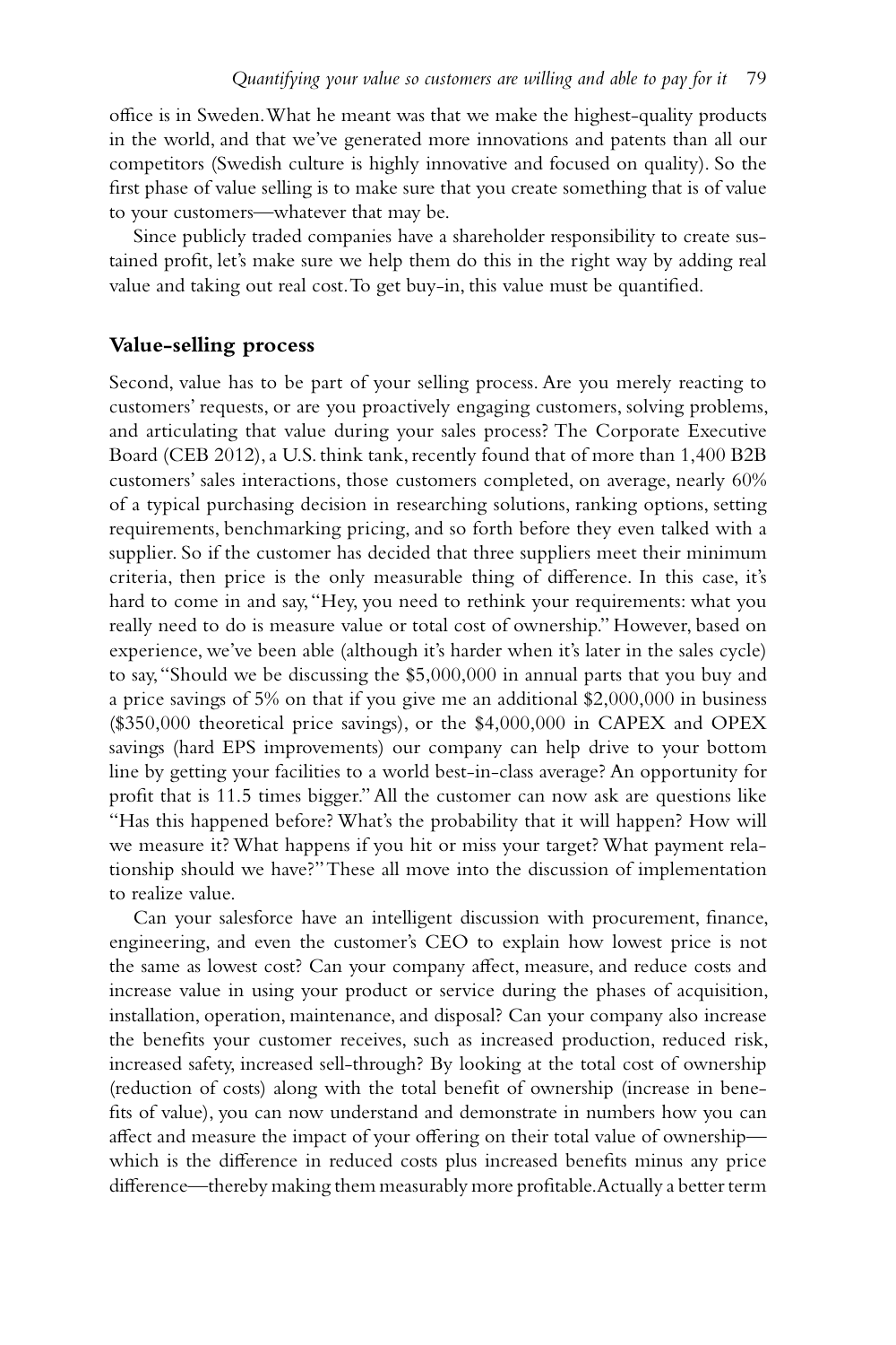office is in Sweden. What he meant was that we make the highest-quality products in the world, and that we've generated more innovations and patents than all our competitors (Swedish culture is highly innovative and focused on quality). So the first phase of value selling is to make sure that you create something that is of value to your customers—whatever that may be.

Since publicly traded companies have a shareholder responsibility to create sustained profit, let's make sure we help them do this in the right way by adding real value and taking out real cost. To get buy-in, this value must be quantified.

## Value-selling process

Second, value has to be part of your selling process. Are you merely reacting to customers' requests, or are you proactively engaging customers, solving problems, and articulating that value during your sales process? The Corporate Executive Board (CEB 2012), a U.S. think tank, recently found that of more than 1,400 B2B customers' sales interactions, those customers completed, on average, nearly 60% of a typical purchasing decision in researching solutions, ranking options, setting requirements, benchmarking pricing, and so forth before they even talked with a supplier. So if the customer has decided that three suppliers meet their minimum criteria, then price is the only measurable thing of difference. In this case, it's hard to come in and say, "Hey, you need to rethink your requirements: what you really need to do is measure value or total cost of ownership." However, based on experience, we've been able (although it's harder when it's later in the sales cycle) to say, "Should we be discussing the $5,000,000 in annual parts that you buy and a price savings of 5% on that if you give me an additional $2,000,000 in business ($350,000 theoretical price savings), or the $4,000,000 in CAPEX and OPEX savings (hard EPS improvements) our company can help drive to your bottom line by getting your facilities to a world best-in-class average? An opportunity for profit that is 11.5 times bigger." All the customer can now ask are questions like "Has this happened before? What's the probability that it will happen? How will we measure it? What happens if you hit or miss your target? What payment relationship should we have?" These all move into the discussion of implementation to realize value.

Can your salesforce have an intelligent discussion with procurement, finance, engineering, and even the customer's CEO to explain how lowest price is not the same as lowest cost? Can your company affect, measure, and reduce costs and increase value in using your product or service during the phases of acquisition, installation, operation, maintenance, and disposal? Can your company also increase the benefits your customer receives, such as increased production, reduced risk, increased safety, increased sell-through? By looking at the total cost of ownership (reduction of costs) along with the total benefit of ownership (increase in benefits of value), you can now understand and demonstrate in numbers how you can affect and measure the impact of your offering on their total value of ownership—which is the difference in reduced costs plus increased benefits minus any price difference—thereby making them measurably more profitable. Actually a better term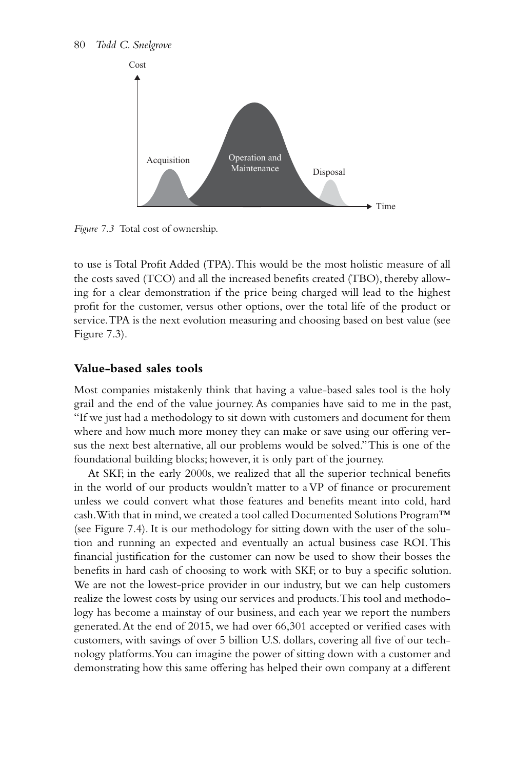*Figure 7.3* Total cost of ownership.

to use is Total Profit Added (TPA). This would be the most holistic measure of all the costs saved (TCO) and all the increased benefits created (TBO), thereby allowing for a clear demonstration if the price being charged will lead to the highest profit for the customer, versus other options, over the total life of the product or service. TPA is the next evolution measuring and choosing based on best value (see Figure 7.3).

## Value-based sales tools

Most companies mistakenly think that having a value-based sales tool is the holy grail and the end of the value journey. As companies have said to me in the past, "If we just had a methodology to sit down with customers and document for them where and how much more money they can make or save using our offering versus the next best alternative, all our problems would be solved." This is one of the foundational building blocks; however, it is only part of the journey.

At SKF, in the early 2000s, we realized that all the superior technical benefits in the world of our products wouldn't matter to a VP of finance or procurement unless we could convert what those features and benefits meant into cold, hard cash. With that in mind, we created a tool called Documented Solutions Program™ (see Figure 7.4). It is our methodology for sitting down with the user of the solution and running an expected and eventually an actual business case ROI. This financial justification for the customer can now be used to show their bosses the benefits in hard cash of choosing to work with SKF, or to buy a specific solution. We are not the lowest-price provider in our industry, but we can help customers realize the lowest costs by using our services and products. This tool and methodology has become a mainstay of our business, and each year we report the numbers generated. At the end of 2015, we had over 66,301 accepted or verified cases with customers, with savings of over 5 billion U.S. dollars, covering all five of our technology platforms. You can imagine the power of sitting down with a customer and demonstrating how this same offering has helped their own company at a different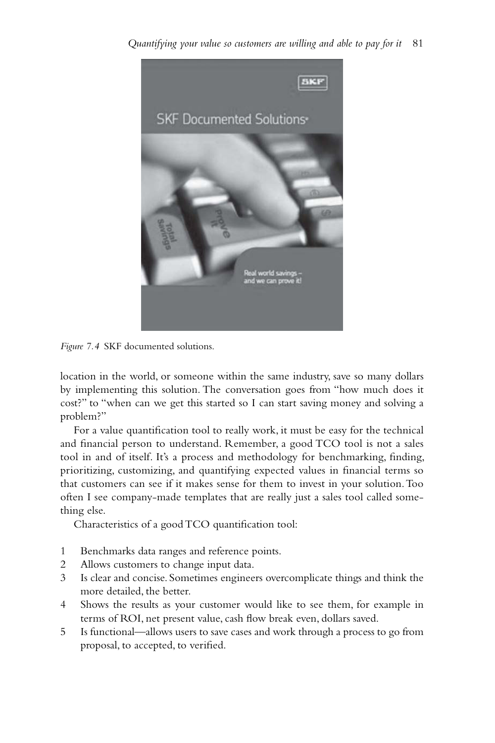*Figure 7.4* SKF documented solutions.

location in the world, or someone within the same industry, save so many dollars by implementing this solution. The conversation goes from "how much does it cost?" to "when can we get this started so I can start saving money and solving a problem?"

For a value quantification tool to really work, it must be easy for the technical and financial person to understand. Remember, a good TCO tool is not a sales tool in and of itself. It's a process and methodology for benchmarking, finding, prioritizing, customizing, and quantifying expected values in financial terms so that customers can see if it makes sense for them to invest in your solution. Too often I see company-made templates that are really just a sales tool called something else.

Characteristics of a good TCO quantification tool:

1. Benchmarks data ranges and reference points.
2. Allows customers to change input data.
3. Is clear and concise. Sometimes engineers overcomplicate things and think the more detailed, the better.
4. Shows the results as your customer would like to see them, for example in terms of ROI, net present value, cash flow break even, dollars saved.
5. Is functional—allows users to save cases and work through a process to go from proposal, to accepted, to verified.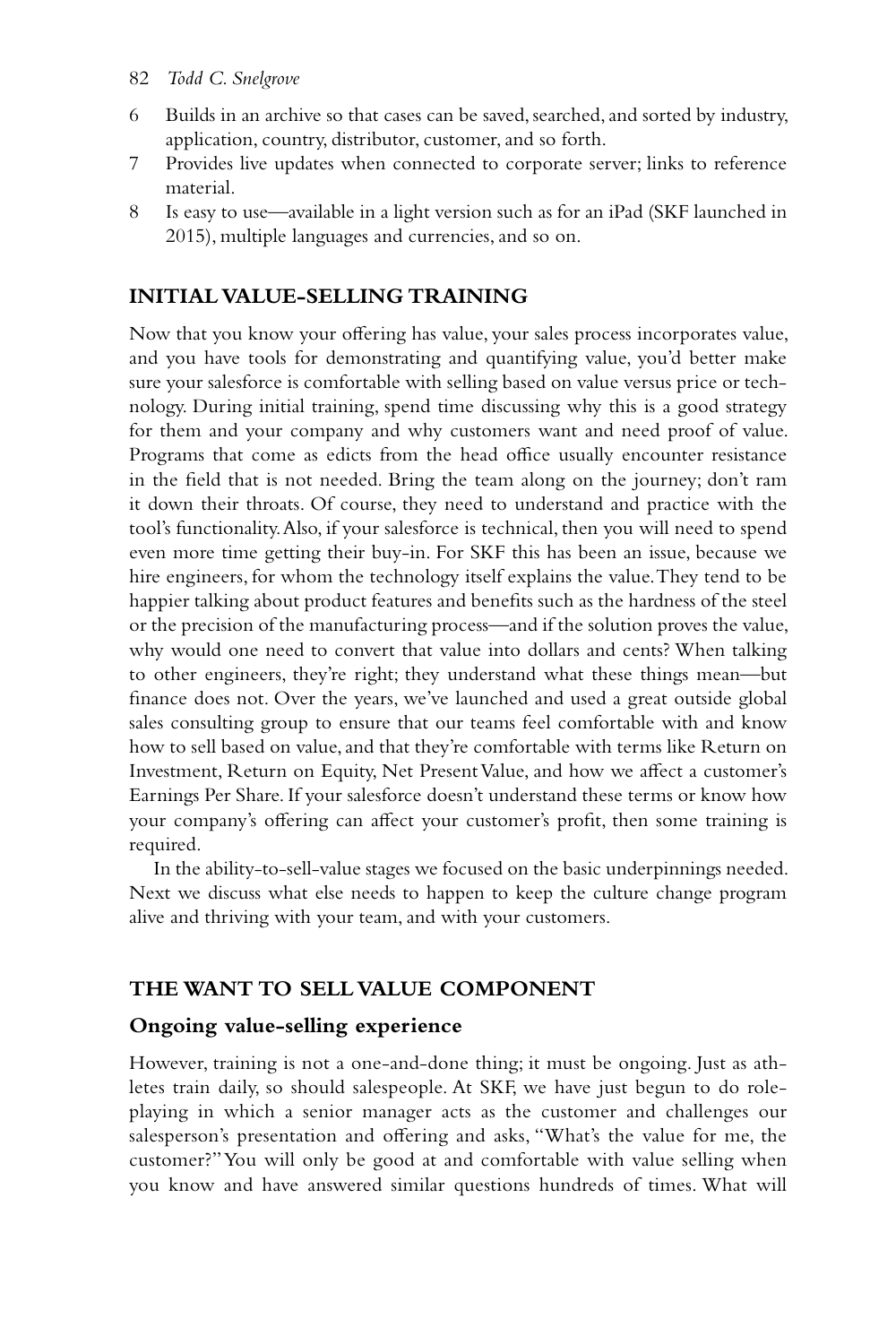6. Builds in an archive so that cases can be saved, searched, and sorted by industry, application, country, distributor, customer, and so forth.
7. Provides live updates when connected to corporate server; links to reference material.
8. Is easy to use—available in a light version such as for an iPad (SKF launched in 2015), multiple languages and currencies, and so on.

## INITIAL VALUE-SELLING TRAINING

Now that you know your offering has value, your sales process incorporates value, and you have tools for demonstrating and quantifying value, you'd better make sure your salesforce is comfortable with selling based on value versus price or technology. During initial training, spend time discussing why this is a good strategy for them and your company and why customers want and need proof of value. Programs that come as edicts from the head office usually encounter resistance in the field that is not needed. Bring the team along on the journey; don't ram it down their throats. Of course, they need to understand and practice with the tool's functionality. Also, if your salesforce is technical, then you will need to spend even more time getting their buy-in. For SKF this has been an issue, because we hire engineers, for whom the technology itself explains the value. They tend to be happier talking about product features and benefits such as the hardness of the steel or the precision of the manufacturing process—and if the solution proves the value, why would one need to convert that value into dollars and cents? When talking to other engineers, they're right; they understand what these things mean—but finance does not. Over the years, we've launched and used a great outside global sales consulting group to ensure that our teams feel comfortable with and know how to sell based on value, and that they're comfortable with terms like Return on Investment, Return on Equity, Net Present Value, and how we affect a customer's Earnings Per Share. If your salesforce doesn't understand these terms or know how your company's offering can affect your customer's profit, then some training is required.

In the ability-to-sell-value stages we focused on the basic underpinnings needed. Next we discuss what else needs to happen to keep the culture change program alive and thriving with your team, and with your customers.

## THE WANT TO SELL VALUE COMPONENT

### Ongoing value-selling experience

However, training is not a one-and-done thing; it must be ongoing. Just as athletes train daily, so should salespeople. At SKF, we have just begun to do role-playing in which a senior manager acts as the customer and challenges our salesperson's presentation and offering and asks, "What's the value for me, the customer?" You will only be good at and comfortable with value selling when you know and have answered similar questions hundreds of times. What will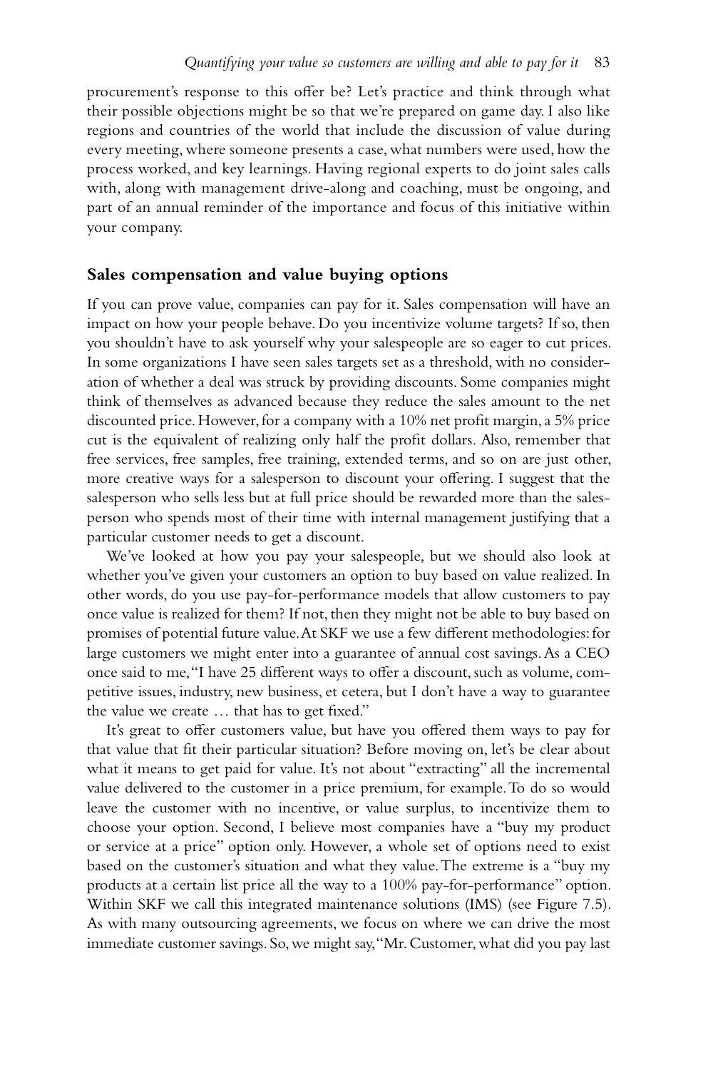procurement's response to this offer be? Let's practice and think through what their possible objections might be so that we're prepared on game day. I also like regions and countries of the world that include the discussion of value during every meeting, where someone presents a case, what numbers were used, how the process worked, and key learnings. Having regional experts to do joint sales calls with, along with management drive-along and coaching, must be ongoing, and part of an annual reminder of the importance and focus of this initiative within your company.

## Sales compensation and value buying options

If you can prove value, companies can pay for it. Sales compensation will have an impact on how your people behave. Do you incentivize volume targets? If so, then you shouldn't have to ask yourself why your salespeople are so eager to cut prices. In some organizations I have seen sales targets set as a threshold, with no consideration of whether a deal was struck by providing discounts. Some companies might think of themselves as advanced because they reduce the sales amount to the net discounted price. However, for a company with a 10% net profit margin, a 5% price cut is the equivalent of realizing only half the profit dollars. Also, remember that free services, free samples, free training, extended terms, and so on are just other, more creative ways for a salesperson to discount your offering. I suggest that the salesperson who sells less but at full price should be rewarded more than the salesperson who spends most of their time with internal management justifying that a particular customer needs to get a discount.

We've looked at how you pay your salespeople, but we should also look at whether you've given your customers an option to buy based on value realized. In other words, do you use pay-for-performance models that allow customers to pay once value is realized for them? If not, then they might not be able to buy based on promises of potential future value. At SKF we use a few different methodologies: for large customers we might enter into a guarantee of annual cost savings. As a CEO once said to me, "I have 25 different ways to offer a discount, such as volume, competitive issues, industry, new business, et cetera, but I don't have a way to guarantee the value we create … that has to get fixed."

It's great to offer customers value, but have you offered them ways to pay for that value that fit their particular situation? Before moving on, let's be clear about what it means to get paid for value. It's not about "extracting" all the incremental value delivered to the customer in a price premium, for example. To do so would leave the customer with no incentive, or value surplus, to incentivize them to choose your option. Second, I believe most companies have a "buy my product or service at a price" option only. However, a whole set of options need to exist based on the customer's situation and what they value. The extreme is a "buy my products at a certain list price all the way to a 100% pay-for-performance" option. Within SKF we call this integrated maintenance solutions (IMS) (see Figure 7.5). As with many outsourcing agreements, we focus on where we can drive the most immediate customer savings. So, we might say, "Mr. Customer, what did you pay last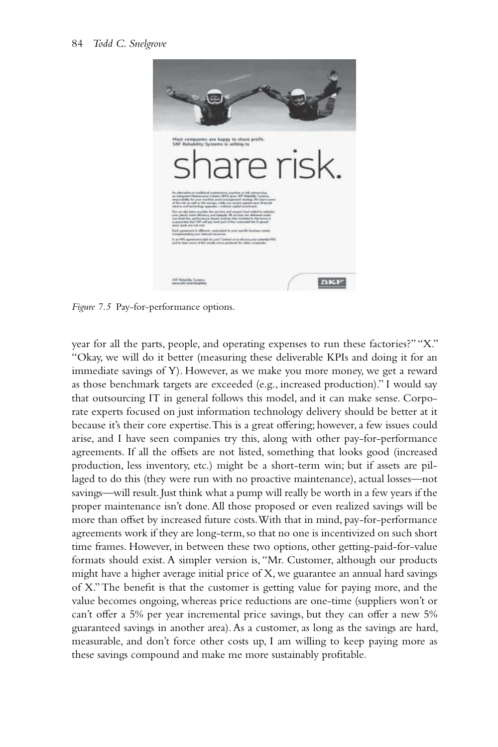*Figure 7.5* Pay-for-performance options.

year for all the parts, people, and operating expenses to run these factories?" "X." "Okay, we will do it better (measuring these deliverable KPIs and doing it for an immediate savings of Y). However, as we make you more money, we get a reward as those benchmark targets are exceeded (e.g., increased production)." I would say that outsourcing IT in general follows this model, and it can make sense. Corporate experts focused on just information technology delivery should be better at it because it's their core expertise. This is a great offering; however, a few issues could arise, and I have seen companies try this, along with other pay-for-performance agreements. If all the offsets are not listed, something that looks good (increased production, less inventory, etc.) might be a short-term win; but if assets are pillaged to do this (they were run with no proactive maintenance), actual losses—not savings—will result. Just think what a pump will really be worth in a few years if the proper maintenance isn't done. All those proposed or even realized savings will be more than offset by increased future costs. With that in mind, pay-for-performance agreements work if they are long-term, so that no one is incentivized on such short time frames. However, in between these two options, other getting-paid-for-value formats should exist. A simpler version is, "Mr. Customer, although our products might have a higher average initial price of X, we guarantee an annual hard savings of X." The benefit is that the customer is getting value for paying more, and the value becomes ongoing, whereas price reductions are one-time (suppliers won't or can't offer a 5% per year incremental price savings, but they can offer a new 5% guaranteed savings in another area). As a customer, as long as the savings are hard, measurable, and don't force other costs up, I am willing to keep paying more as these savings compound and make me more sustainably profitable.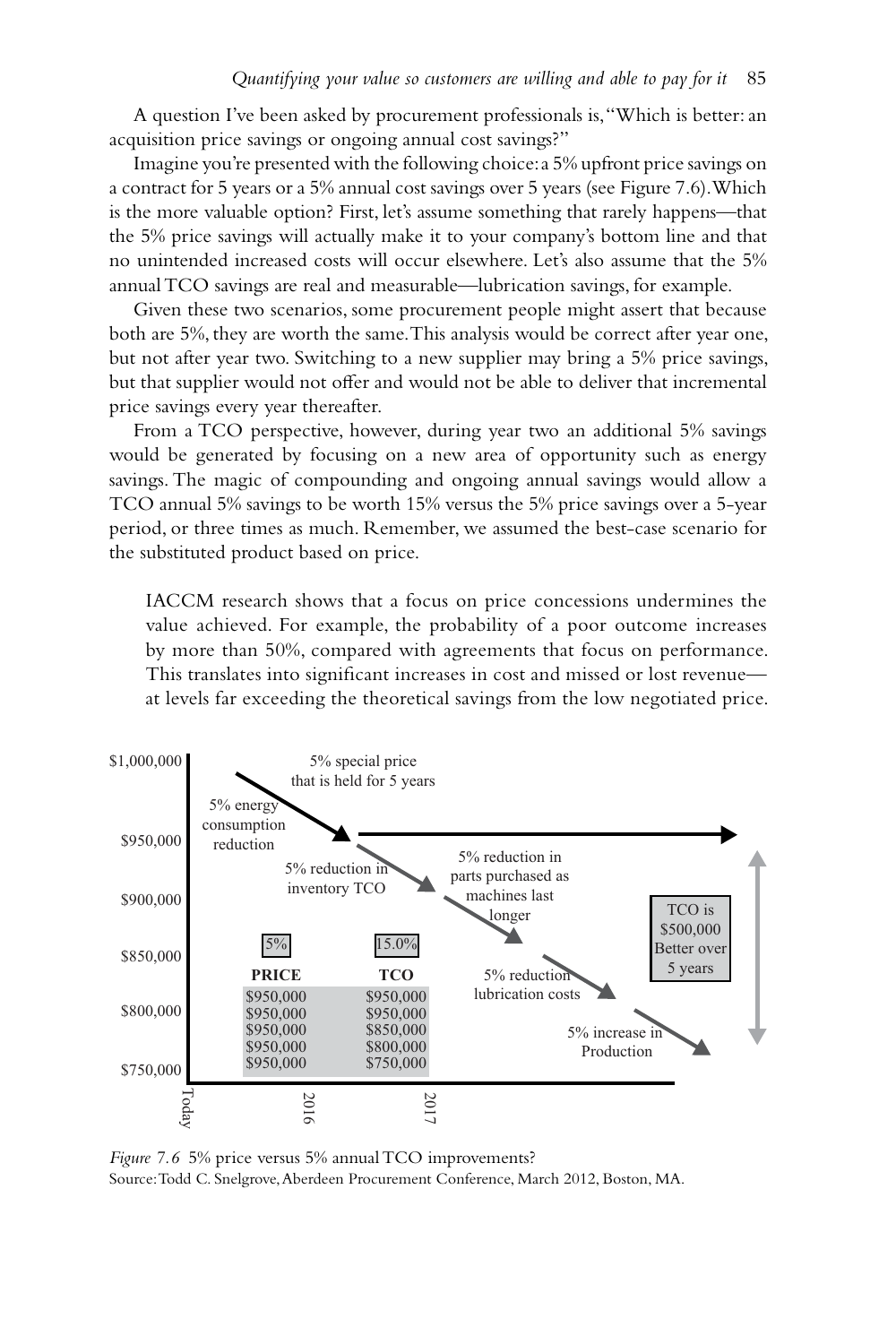A question I've been asked by procurement professionals is, "Which is better: an acquisition price savings or ongoing annual cost savings?"

Imagine you're presented with the following choice: a 5% upfront price savings on a contract for 5 years or a 5% annual cost savings over 5 years (see Figure 7.6). Which is the more valuable option? First, let's assume something that rarely happens—that the 5% price savings will actually make it to your company's bottom line and that no unintended increased costs will occur elsewhere. Let's also assume that the 5% annual TCO savings are real and measurable—lubrication savings, for example.

Given these two scenarios, some procurement people might assert that because both are 5%, they are worth the same. This analysis would be correct after year one, but not after year two. Switching to a new supplier may bring a 5% price savings, but that supplier would not offer and would not be able to deliver that incremental price savings every year thereafter.

From a TCO perspective, however, during year two an additional 5% savings would be generated by focusing on a new area of opportunity such as energy savings. The magic of compounding and ongoing annual savings would allow a TCO annual 5% savings to be worth 15% versus the 5% price savings over a 5-year period, or three times as much. Remember, we assumed the best-case scenario for the substituted product based on price.

> IACCM research shows that a focus on price concessions undermines the value achieved. For example, the probability of a poor outcome increases by more than 50%, compared with agreements that focus on performance. This translates into significant increases in cost and missed or lost revenue—at levels far exceeding the theoretical savings from the low negotiated price.

| PRICE (5%) | TCO (15.0%) |
|---|---|
| \$950,000 | \$950,000 |
| \$950,000 | \$950,000 |
| \$950,000 | \$850,000 |
| \$950,000 | \$800,000 |
| \$950,000 | \$750,000 |

Chart labels: 5% special price that is held for 5 years; 5% energy consumption reduction; 5% reduction in inventory TCO; 5% reduction in parts purchased as machines last longer; 5% reduction lubrication costs; 5% increase in Production; TCO is \$500,000 Better over 5 years. Y-axis: \$750,000 – \$1,000,000. X-axis: Today, 2016, 2017.

*Figure 7.6* 5% price versus 5% annual TCO improvements?

Source: Todd C. Snelgrove, Aberdeen Procurement Conference, March 2012, Boston, MA.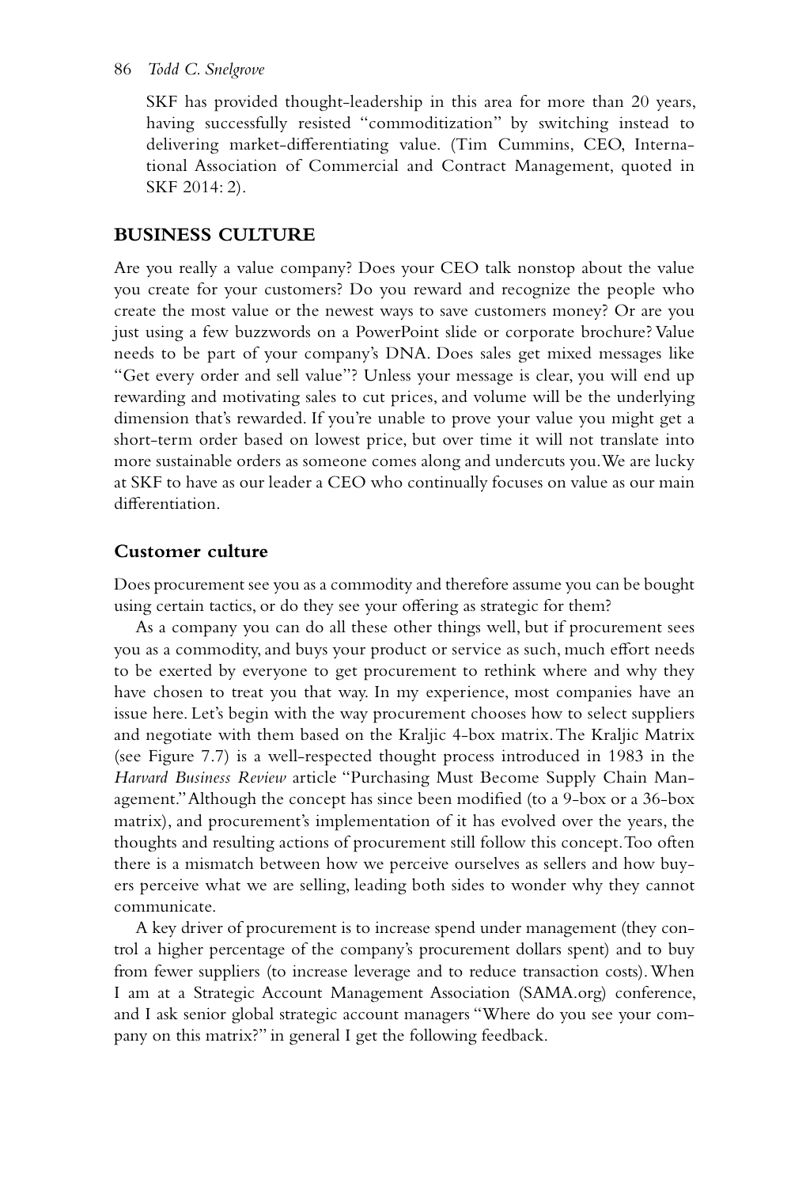SKF has provided thought-leadership in this area for more than 20 years, having successfully resisted "commoditization" by switching instead to delivering market-differentiating value. (Tim Cummins, CEO, International Association of Commercial and Contract Management, quoted in SKF 2014: 2).

## BUSINESS CULTURE

Are you really a value company? Does your CEO talk nonstop about the value you create for your customers? Do you reward and recognize the people who create the most value or the newest ways to save customers money? Or are you just using a few buzzwords on a PowerPoint slide or corporate brochure? Value needs to be part of your company's DNA. Does sales get mixed messages like "Get every order and sell value"? Unless your message is clear, you will end up rewarding and motivating sales to cut prices, and volume will be the underlying dimension that's rewarded. If you're unable to prove your value you might get a short-term order based on lowest price, but over time it will not translate into more sustainable orders as someone comes along and undercuts you. We are lucky at SKF to have as our leader a CEO who continually focuses on value as our main differentiation.

### Customer culture

Does procurement see you as a commodity and therefore assume you can be bought using certain tactics, or do they see your offering as strategic for them?

As a company you can do all these other things well, but if procurement sees you as a commodity, and buys your product or service as such, much effort needs to be exerted by everyone to get procurement to rethink where and why they have chosen to treat you that way. In my experience, most companies have an issue here. Let's begin with the way procurement chooses how to select suppliers and negotiate with them based on the Kraljic 4-box matrix. The Kraljic Matrix (see Figure 7.7) is a well-respected thought process introduced in 1983 in the *Harvard Business Review* article "Purchasing Must Become Supply Chain Management." Although the concept has since been modified (to a 9-box or a 36-box matrix), and procurement's implementation of it has evolved over the years, the thoughts and resulting actions of procurement still follow this concept. Too often there is a mismatch between how we perceive ourselves as sellers and how buyers perceive what we are selling, leading both sides to wonder why they cannot communicate.

A key driver of procurement is to increase spend under management (they control a higher percentage of the company's procurement dollars spent) and to buy from fewer suppliers (to increase leverage and to reduce transaction costs). When I am at a Strategic Account Management Association (SAMA.org) conference, and I ask senior global strategic account managers "Where do you see your company on this matrix?" in general I get the following feedback.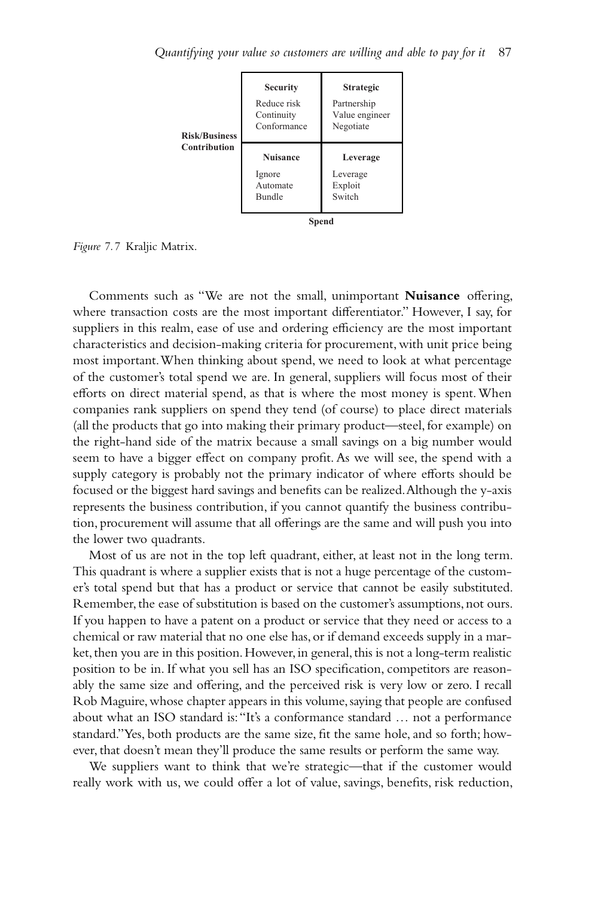Security

Reduce risk
Continuity
Conformance

Strategic

Partnership
Value engineer
Negotiate

Risk/Business Contribution

Nuisance

Ignore
Automate
Bundle

Leverage

Leverage
Exploit
Switch

Spend

*Figure 7.7* Kraljic Matrix.

Comments such as "We are not the small, unimportant **Nuisance** offering, where transaction costs are the most important differentiator." However, I say, for suppliers in this realm, ease of use and ordering efficiency are the most important characteristics and decision-making criteria for procurement, with unit price being most important. When thinking about spend, we need to look at what percentage of the customer's total spend we are. In general, suppliers will focus most of their efforts on direct material spend, as that is where the most money is spent. When companies rank suppliers on spend they tend (of course) to place direct materials (all the products that go into making their primary product—steel, for example) on the right-hand side of the matrix because a small savings on a big number would seem to have a bigger effect on company profit. As we will see, the spend with a supply category is probably not the primary indicator of where efforts should be focused or the biggest hard savings and benefits can be realized. Although the y-axis represents the business contribution, if you cannot quantify the business contribution, procurement will assume that all offerings are the same and will push you into the lower two quadrants.

Most of us are not in the top left quadrant, either, at least not in the long term. This quadrant is where a supplier exists that is not a huge percentage of the customer's total spend but that has a product or service that cannot be easily substituted. Remember, the ease of substitution is based on the customer's assumptions, not ours. If you happen to have a patent on a product or service that they need or access to a chemical or raw material that no one else has, or if demand exceeds supply in a market, then you are in this position. However, in general, this is not a long-term realistic position to be in. If what you sell has an ISO specification, competitors are reasonably the same size and offering, and the perceived risk is very low or zero. I recall Rob Maguire, whose chapter appears in this volume, saying that people are confused about what an ISO standard is: "It's a conformance standard … not a performance standard." Yes, both products are the same size, fit the same hole, and so forth; however, that doesn't mean they'll produce the same results or perform the same way.

We suppliers want to think that we're strategic—that if the customer would really work with us, we could offer a lot of value, savings, benefits, risk reduction,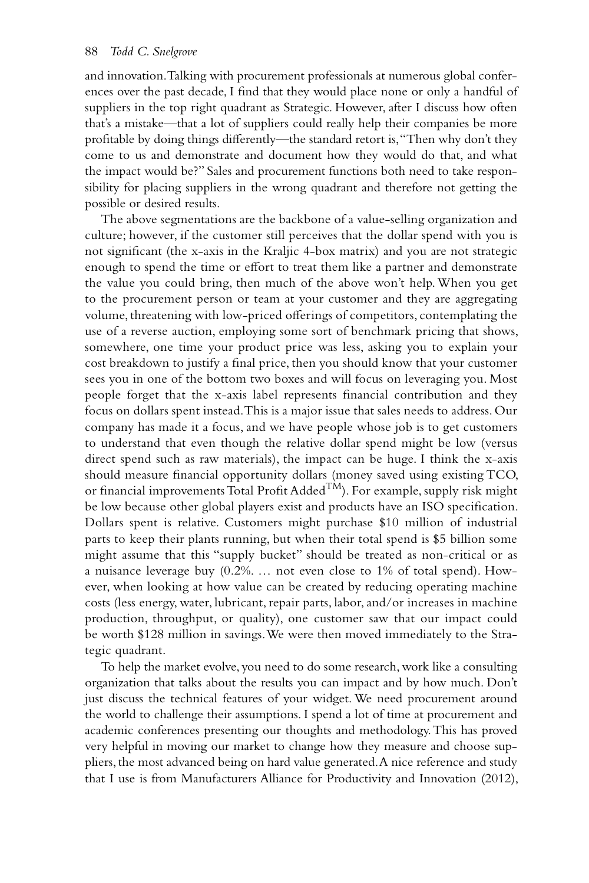and innovation. Talking with procurement professionals at numerous global conferences over the past decade, I find that they would place none or only a handful of suppliers in the top right quadrant as Strategic. However, after I discuss how often that's a mistake—that a lot of suppliers could really help their companies be more profitable by doing things differently—the standard retort is, "Then why don't they come to us and demonstrate and document how they would do that, and what the impact would be?" Sales and procurement functions both need to take responsibility for placing suppliers in the wrong quadrant and therefore not getting the possible or desired results.

The above segmentations are the backbone of a value-selling organization and culture; however, if the customer still perceives that the dollar spend with you is not significant (the x-axis in the Kraljic 4-box matrix) and you are not strategic enough to spend the time or effort to treat them like a partner and demonstrate the value you could bring, then much of the above won't help. When you get to the procurement person or team at your customer and they are aggregating volume, threatening with low-priced offerings of competitors, contemplating the use of a reverse auction, employing some sort of benchmark pricing that shows, somewhere, one time your product price was less, asking you to explain your cost breakdown to justify a final price, then you should know that your customer sees you in one of the bottom two boxes and will focus on leveraging you. Most people forget that the x-axis label represents financial contribution and they focus on dollars spent instead. This is a major issue that sales needs to address. Our company has made it a focus, and we have people whose job is to get customers to understand that even though the relative dollar spend might be low (versus direct spend such as raw materials), the impact can be huge. I think the x-axis should measure financial opportunity dollars (money saved using existing TCO, or financial improvements Total Profit Added™). For example, supply risk might be low because other global players exist and products have an ISO specification. Dollars spent is relative. Customers might purchase \$10 million of industrial parts to keep their plants running, but when their total spend is \$5 billion some might assume that this "supply bucket" should be treated as non-critical or as a nuisance leverage buy (0.2%. … not even close to 1% of total spend). However, when looking at how value can be created by reducing operating machine costs (less energy, water, lubricant, repair parts, labor, and/or increases in machine production, throughput, or quality), one customer saw that our impact could be worth \$128 million in savings. We were then moved immediately to the Strategic quadrant.

To help the market evolve, you need to do some research, work like a consulting organization that talks about the results you can impact and by how much. Don't just discuss the technical features of your widget. We need procurement around the world to challenge their assumptions. I spend a lot of time at procurement and academic conferences presenting our thoughts and methodology. This has proved very helpful in moving our market to change how they measure and choose suppliers, the most advanced being on hard value generated. A nice reference and study that I use is from Manufacturers Alliance for Productivity and Innovation (2012),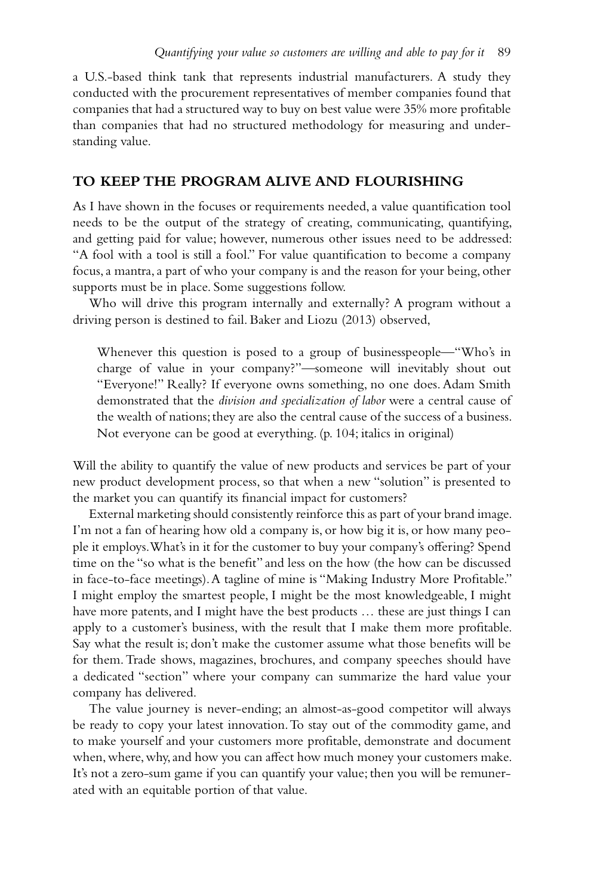a U.S.-based think tank that represents industrial manufacturers. A study they conducted with the procurement representatives of member companies found that companies that had a structured way to buy on best value were 35% more profitable than companies that had no structured methodology for measuring and understanding value.

## TO KEEP THE PROGRAM ALIVE AND FLOURISHING

As I have shown in the focuses or requirements needed, a value quantification tool needs to be the output of the strategy of creating, communicating, quantifying, and getting paid for value; however, numerous other issues need to be addressed: "A fool with a tool is still a fool." For value quantification to become a company focus, a mantra, a part of who your company is and the reason for your being, other supports must be in place. Some suggestions follow.

Who will drive this program internally and externally? A program without a driving person is destined to fail. Baker and Liozu (2013) observed,

> Whenever this question is posed to a group of businesspeople—"Who's in charge of value in your company?"—someone will inevitably shout out "Everyone!" Really? If everyone owns something, no one does. Adam Smith demonstrated that the *division and specialization of labor* were a central cause of the wealth of nations; they are also the central cause of the success of a business. Not everyone can be good at everything. (p. 104; italics in original)

Will the ability to quantify the value of new products and services be part of your new product development process, so that when a new "solution" is presented to the market you can quantify its financial impact for customers?

External marketing should consistently reinforce this as part of your brand image. I'm not a fan of hearing how old a company is, or how big it is, or how many people it employs. What's in it for the customer to buy your company's offering? Spend time on the "so what is the benefit" and less on the how (the how can be discussed in face-to-face meetings). A tagline of mine is "Making Industry More Profitable." I might employ the smartest people, I might be the most knowledgeable, I might have more patents, and I might have the best products … these are just things I can apply to a customer's business, with the result that I make them more profitable. Say what the result is; don't make the customer assume what those benefits will be for them. Trade shows, magazines, brochures, and company speeches should have a dedicated "section" where your company can summarize the hard value your company has delivered.

The value journey is never-ending; an almost-as-good competitor will always be ready to copy your latest innovation. To stay out of the commodity game, and to make yourself and your customers more profitable, demonstrate and document when, where, why, and how you can affect how much money your customers make. It's not a zero-sum game if you can quantify your value; then you will be remunerated with an equitable portion of that value.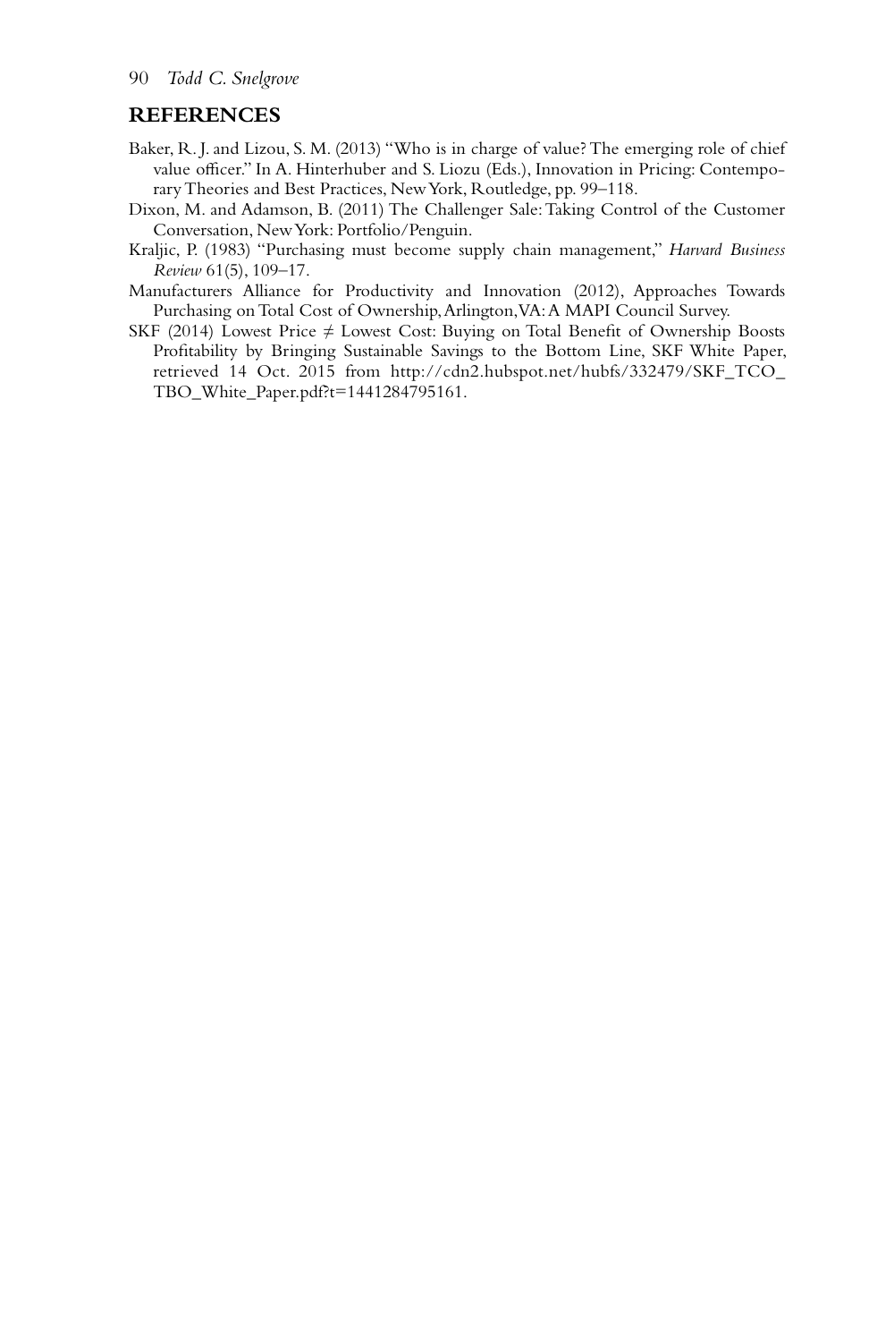## REFERENCES

Baker, R. J. and Lizou, S. M. (2013) "Who is in charge of value? The emerging role of chief value officer." In A. Hinterhuber and S. Liozu (Eds.), Innovation in Pricing: Contemporary Theories and Best Practices, New York, Routledge, pp. 99–118.

Dixon, M. and Adamson, B. (2011) The Challenger Sale: Taking Control of the Customer Conversation, New York: Portfolio/Penguin.

Kraljic, P. (1983) "Purchasing must become supply chain management," *Harvard Business Review* 61(5), 109–17.

Manufacturers Alliance for Productivity and Innovation (2012), Approaches Towards Purchasing on Total Cost of Ownership, Arlington, VA: A MAPI Council Survey.

SKF (2014) Lowest Price ≠ Lowest Cost: Buying on Total Benefit of Ownership Boosts Profitability by Bringing Sustainable Savings to the Bottom Line, SKF White Paper, retrieved 14 Oct. 2015 from http://cdn2.hubspot.net/hubfs/332479/SKF_TCO_TBO_White_Paper.pdf?t=1441284795161.